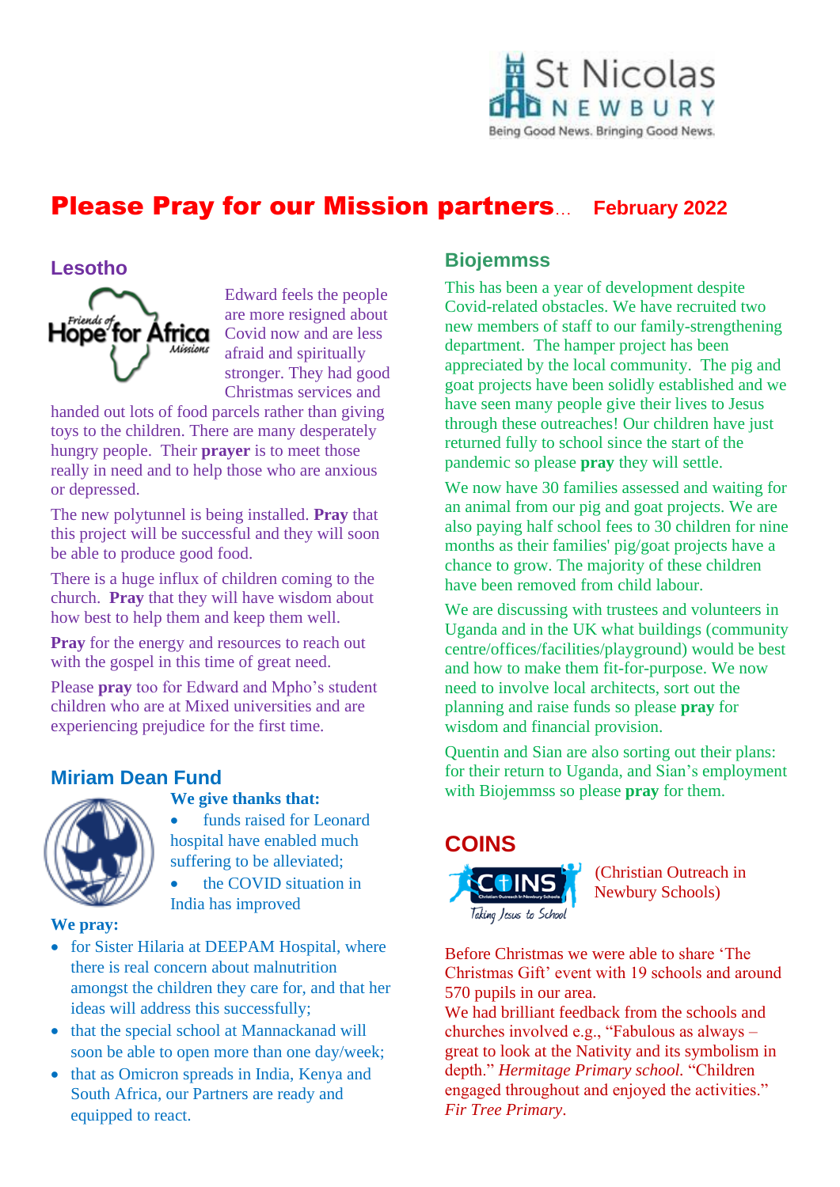St Nicolas NEWBURY

Being Good News. Bringing Good News.

# Please Pray for our Mission partners... February 2022

## Lesotho

Friends of Hope for Africa Missions

Edward feels the people are more resigned about Covid now and are less afraid and spiritually stronger. They had good Christmas services and handed out lots of food parcels rather than giving toys to the children. There are many desperately hungry people. Their **prayer** is to meet those really in need and to help those who are anxious or depressed.

The new polytunnel is being installed. **Pray** that this project will be successful and they will soon be able to produce good food.

There is a huge influx of children coming to the church. **Pray** that they will have wisdom about how best to help them and keep them well.

**Pray** for the energy and resources to reach out with the gospel in this time of great need.

Please **pray** too for Edward and Mpho's student children who are at Mixed universities and are experiencing prejudice for the first time.

## Miriam Dean Fund

**We give thanks that:**

- funds raised for Leonard hospital have enabled much suffering to be alleviated;
- the COVID situation in India has improved

**We pray:**

- for Sister Hilaria at DEEPAM Hospital, where there is real concern about malnutrition amongst the children they care for, and that her ideas will address this successfully;
- that the special school at Mannackanad will soon be able to open more than one day/week;
- that as Omicron spreads in India, Kenya and South Africa, our Partners are ready and equipped to react.

## Biojemmss

This has been a year of development despite Covid-related obstacles. We have recruited two new members of staff to our family-strengthening department. The hamper project has been appreciated by the local community. The pig and goat projects have been solidly established and we have seen many people give their lives to Jesus through these outreaches! Our children have just returned fully to school since the start of the pandemic so please **pray** they will settle.

We now have 30 families assessed and waiting for an animal from our pig and goat projects. We are also paying half school fees to 30 children for nine months as their families' pig/goat projects have a chance to grow. The majority of these children have been removed from child labour.

We are discussing with trustees and volunteers in Uganda and in the UK what buildings (community centre/offices/facilities/playground) would be best and how to make them fit-for-purpose. We now need to involve local architects, sort out the planning and raise funds so please **pray** for wisdom and financial provision.

Quentin and Sian are also sorting out their plans: for their return to Uganda, and Sian's employment with Biojemmss so please **pray** for them.

## COINS

COINS – Christian Outreach in Newbury Schools – Taking Jesus to School

(Christian Outreach in Newbury Schools)

Before Christmas we were able to share 'The Christmas Gift' event with 19 schools and around 570 pupils in our area.
We had brilliant feedback from the schools and churches involved e.g., "Fabulous as always – great to look at the Nativity and its symbolism in depth." *Hermitage Primary school.* "Children engaged throughout and enjoyed the activities." *Fir Tree Primary*.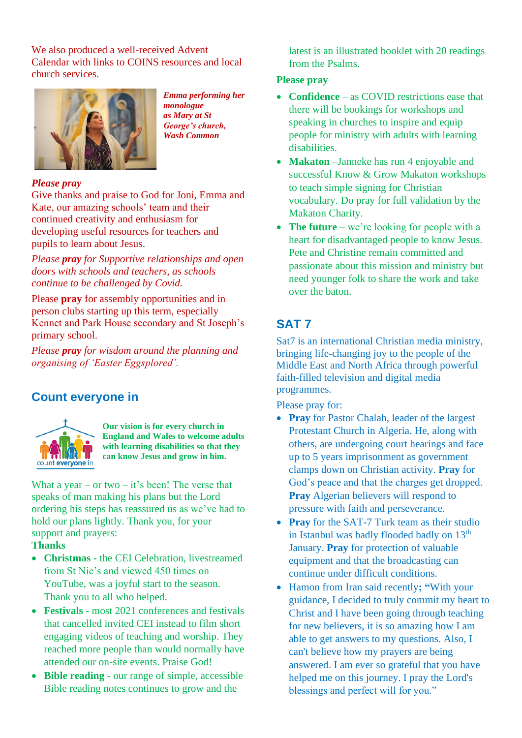We also produced a well-received Advent Calendar with links to COINS resources and local church services.

***Emma performing her monologue as Mary at St George's church, Wash Common***

***Please pray***

Give thanks and praise to God for Joni, Emma and Kate, our amazing schools' team and their continued creativity and enthusiasm for developing useful resources for teachers and pupils to learn about Jesus.

*Please **pray** for Supportive relationships and open doors with schools and teachers, as schools continue to be challenged by Covid.*

Please **pray** for assembly opportunities and in person clubs starting up this term, especially Kennet and Park House secondary and St Joseph's primary school.

*Please **pray** for wisdom around the planning and organising of 'Easter Eggsplored'.*

## Count everyone in

**Our vision is for every church in England and Wales to welcome adults with learning disabilities so that they can know Jesus and grow in him.**

What a year – or two – it's been! The verse that speaks of man making his plans but the Lord ordering his steps has reassured us as we've had to hold our plans lightly. Thank you, for your support and prayers:

**Thanks**

- **Christmas** - the CEI Celebration, livestreamed from St Nic's and viewed 450 times on YouTube, was a joyful start to the season. Thank you to all who helped.
- **Festivals** - most 2021 conferences and festivals that cancelled invited CEI instead to film short engaging videos of teaching and worship. They reached more people than would normally have attended our on-site events. Praise God!
- **Bible reading** - our range of simple, accessible Bible reading notes continues to grow and the latest is an illustrated booklet with 20 readings from the Psalms.

**Please pray**

- **Confidence** – as COVID restrictions ease that there will be bookings for workshops and speaking in churches to inspire and equip people for ministry with adults with learning disabilities.
- **Makaton** –Janneke has run 4 enjoyable and successful Know & Grow Makaton workshops to teach simple signing for Christian vocabulary. Do pray for full validation by the Makaton Charity.
- **The future** – we're looking for people with a heart for disadvantaged people to know Jesus. Pete and Christine remain committed and passionate about this mission and ministry but need younger folk to share the work and take over the baton.

## SAT 7

Sat7 is an international Christian media ministry, bringing life-changing joy to the people of the Middle East and North Africa through powerful faith-filled television and digital media programmes.

Please pray for:

- **Pray** for Pastor Chalah, leader of the largest Protestant Church in Algeria. He, along with others, are undergoing court hearings and face up to 5 years imprisonment as government clamps down on Christian activity. **Pray** for God's peace and that the charges get dropped. **Pray** Algerian believers will respond to pressure with faith and perseverance.
- **Pray** for the SAT-7 Turk team as their studio in Istanbul was badly flooded badly on 13th January. **Pray** for protection of valuable equipment and that the broadcasting can continue under difficult conditions.
- Hamon from Iran said recently**; "**With your guidance, I decided to truly commit my heart to Christ and I have been going through teaching for new believers, it is so amazing how I am able to get answers to my questions. Also, I can't believe how my prayers are being answered. I am ever so grateful that you have helped me on this journey. I pray the Lord's blessings and perfect will for you."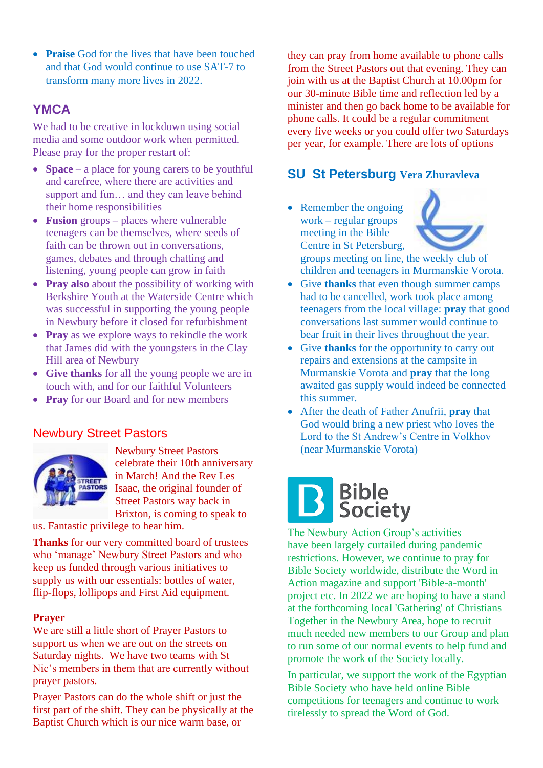- **Praise** God for the lives that have been touched and that God would continue to use SAT-7 to transform many more lives in 2022.

## YMCA

We had to be creative in lockdown using social media and some outdoor work when permitted. Please pray for the proper restart of:

- **Space** – a place for young carers to be youthful and carefree, where there are activities and support and fun… and they can leave behind their home responsibilities
- **Fusion** groups – places where vulnerable teenagers can be themselves, where seeds of faith can be thrown out in conversations, games, debates and through chatting and listening, young people can grow in faith
- **Pray also** about the possibility of working with Berkshire Youth at the Waterside Centre which was successful in supporting the young people in Newbury before it closed for refurbishment
- **Pray** as we explore ways to rekindle the work that James did with the youngsters in the Clay Hill area of Newbury
- **Give thanks** for all the young people we are in touch with, and for our faithful Volunteers
- **Pray** for our Board and for new members

## Newbury Street Pastors

Newbury Street Pastors celebrate their 10th anniversary in March! And the Rev Les Isaac, the original founder of Street Pastors way back in Brixton, is coming to speak to us. Fantastic privilege to hear him.

**Thanks** for our very committed board of trustees who 'manage' Newbury Street Pastors and who keep us funded through various initiatives to supply us with our essentials: bottles of water, flip-flops, lollipops and First Aid equipment.

**Prayer**

We are still a little short of Prayer Pastors to support us when we are out on the streets on Saturday nights. We have two teams with St Nic's members in them that are currently without prayer pastors.

Prayer Pastors can do the whole shift or just the first part of the shift. They can be physically at the Baptist Church which is our nice warm base, or they can pray from home available to phone calls from the Street Pastors out that evening. They can join with us at the Baptist Church at 10.00pm for our 30-minute Bible time and reflection led by a minister and then go back home to be available for phone calls. It could be a regular commitment every five weeks or you could offer two Saturdays per year, for example. There are lots of options

## SU St Petersburg Vera Zhuravleva

- Remember the ongoing work – regular groups meeting in the Bible Centre in St Petersburg, groups meeting on line, the weekly club of children and teenagers in Murmanskie Vorota.
- Give **thanks** that even though summer camps had to be cancelled, work took place among teenagers from the local village: **pray** that good conversations last summer would continue to bear fruit in their lives throughout the year.
- Give **thanks** for the opportunity to carry out repairs and extensions at the campsite in Murmanskie Vorota and **pray** that the long awaited gas supply would indeed be connected this summer.
- After the death of Father Anufrii, **pray** that God would bring a new priest who loves the Lord to the St Andrew's Centre in Volkhov (near Murmanskie Vorota)

## Bible Society

The Newbury Action Group's activities have been largely curtailed during pandemic restrictions. However, we continue to pray for Bible Society worldwide, distribute the Word in Action magazine and support 'Bible-a-month' project etc. In 2022 we are hoping to have a stand at the forthcoming local 'Gathering' of Christians Together in the Newbury Area, hope to recruit much needed new members to our Group and plan to run some of our normal events to help fund and promote the work of the Society locally.

In particular, we support the work of the Egyptian Bible Society who have held online Bible competitions for teenagers and continue to work tirelessly to spread the Word of God.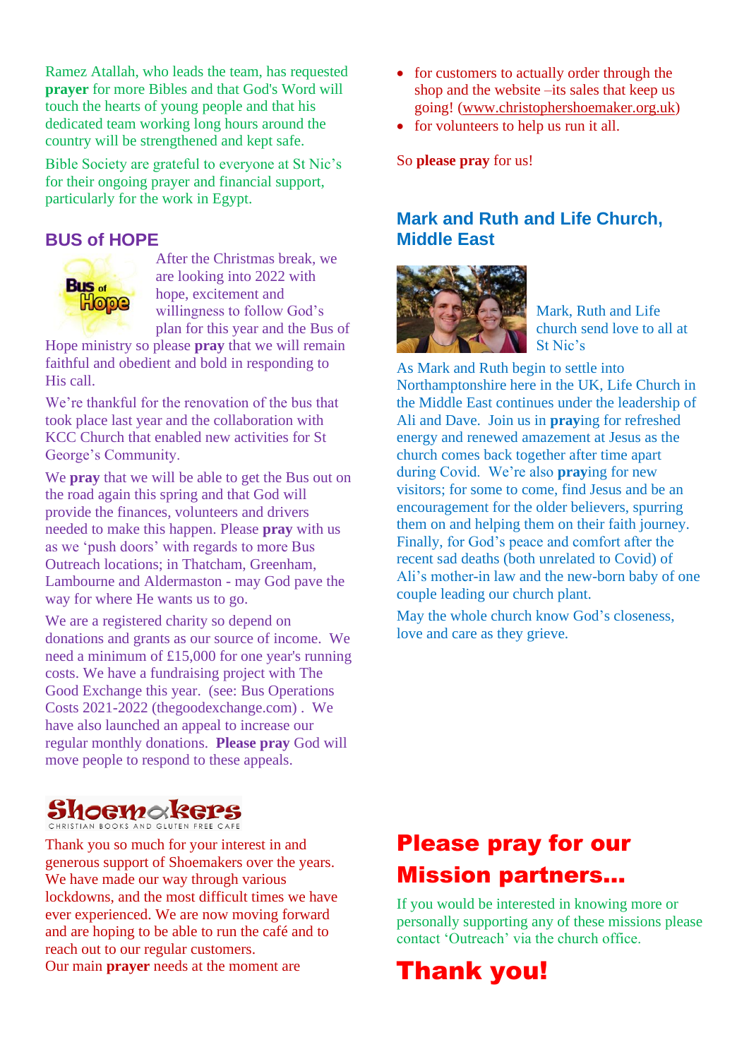Ramez Atallah, who leads the team, has requested **prayer** for more Bibles and that God's Word will touch the hearts of young people and that his dedicated team working long hours around the country will be strengthened and kept safe.

Bible Society are grateful to everyone at St Nic's for their ongoing prayer and financial support, particularly for the work in Egypt.

## BUS of HOPE

After the Christmas break, we are looking into 2022 with hope, excitement and willingness to follow God's plan for this year and the Bus of Hope ministry so please **pray** that we will remain faithful and obedient and bold in responding to His call.

We're thankful for the renovation of the bus that took place last year and the collaboration with KCC Church that enabled new activities for St George's Community.

We **pray** that we will be able to get the Bus out on the road again this spring and that God will provide the finances, volunteers and drivers needed to make this happen. Please **pray** with us as we 'push doors' with regards to more Bus Outreach locations; in Thatcham, Greenham, Lambourne and Aldermaston - may God pave the way for where He wants us to go.

We are a registered charity so depend on donations and grants as our source of income. We need a minimum of £15,000 for one year's running costs. We have a fundraising project with The Good Exchange this year. (see: Bus Operations Costs 2021-2022 (thegoodexchange.com) . We have also launched an appeal to increase our regular monthly donations. **Please pray** God will move people to respond to these appeals.

## Shoemakers

CHRISTIAN BOOKS AND GLUTEN FREE CAFE

Thank you so much for your interest in and generous support of Shoemakers over the years. We have made our way through various lockdowns, and the most difficult times we have ever experienced. We are now moving forward and are hoping to be able to run the café and to reach out to our regular customers.
Our main **prayer** needs at the moment are

- for customers to actually order through the shop and the website –its sales that keep us going! (www.christophershoemaker.org.uk)
- for volunteers to help us run it all.

So **please pray** for us!

## Mark and Ruth and Life Church, Middle East

Mark, Ruth and Life church send love to all at St Nic's

As Mark and Ruth begin to settle into Northamptonshire here in the UK, Life Church in the Middle East continues under the leadership of Ali and Dave. Join us in **pray**ing for refreshed energy and renewed amazement at Jesus as the church comes back together after time apart during Covid. We're also **pray**ing for new visitors; for some to come, find Jesus and be an encouragement for the older believers, spurring them on and helping them on their faith journey. Finally, for God's peace and comfort after the recent sad deaths (both unrelated to Covid) of Ali's mother-in law and the new-born baby of one couple leading our church plant.

May the whole church know God's closeness, love and care as they grieve.

## Please pray for our Mission partners...

If you would be interested in knowing more or personally supporting any of these missions please contact 'Outreach' via the church office.

## Thank you!